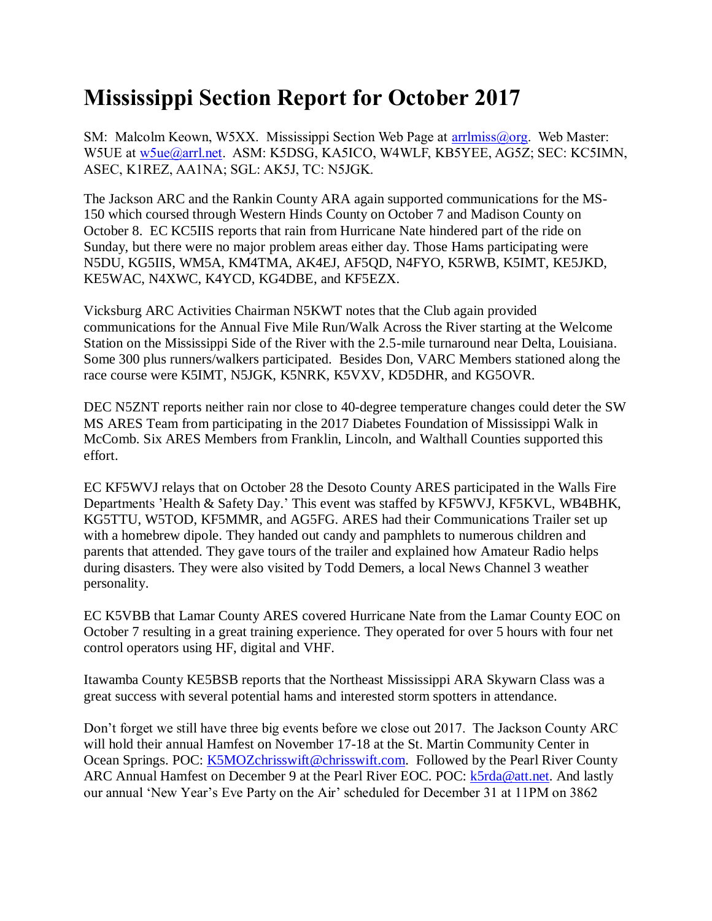# Mississippi Section Report for October 2017

SM: Malcolm Keown, W5XX. Mississippi Section Web Page at arrlmiss@org. Web Master: W5UE at w5ue@arrl.net. ASM: K5DSG, KA5ICO, W4WLF, KB5YEE, AG5Z; SEC: KC5IMN, ASEC, K1REZ, AA1NA; SGL: AK5J, TC: N5JGK.

The Jackson ARC and the Rankin County ARA again supported communications for the MS-150 which coursed through Western Hinds County on October 7 and Madison County on October 8. EC KC5IIS reports that rain from Hurricane Nate hindered part of the ride on Sunday, but there were no major problem areas either day. Those Hams participating were N5DU, KG5IIS, WM5A, KM4TMA, AK4EJ, AF5QD, N4FYO, K5RWB, K5IMT, KE5JKD, KE5WAC, N4XWC, K4YCD, KG4DBE, and KF5EZX.

Vicksburg ARC Activities Chairman N5KWT notes that the Club again provided communications for the Annual Five Mile Run/Walk Across the River starting at the Welcome Station on the Mississippi Side of the River with the 2.5-mile turnaround near Delta, Louisiana. Some 300 plus runners/walkers participated. Besides Don, VARC Members stationed along the race course were K5IMT, N5JGK, K5NRK, K5VXV, KD5DHR, and KG5OVR.

DEC N5ZNT reports neither rain nor close to 40-degree temperature changes could deter the SW MS ARES Team from participating in the 2017 Diabetes Foundation of Mississippi Walk in McComb. Six ARES Members from Franklin, Lincoln, and Walthall Counties supported this effort.

EC KF5WVJ relays that on October 28 the Desoto County ARES participated in the Walls Fire Departments 'Health & Safety Day.' This event was staffed by KF5WVJ, KF5KVL, WB4BHK, KG5TTU, W5TOD, KF5MMR, and AG5FG. ARES had their Communications Trailer set up with a homebrew dipole. They handed out candy and pamphlets to numerous children and parents that attended. They gave tours of the trailer and explained how Amateur Radio helps during disasters. They were also visited by Todd Demers, a local News Channel 3 weather personality.

EC K5VBB that Lamar County ARES covered Hurricane Nate from the Lamar County EOC on October 7 resulting in a great training experience. They operated for over 5 hours with four net control operators using HF, digital and VHF.

Itawamba County KE5BSB reports that the Northeast Mississippi ARA Skywarn Class was a great success with several potential hams and interested storm spotters in attendance.

Don't forget we still have three big events before we close out 2017. The Jackson County ARC will hold their annual Hamfest on November 17-18 at the St. Martin Community Center in Ocean Springs. POC: K5MOZchrisswift@chrisswift.com. Followed by the Pearl River County ARC Annual Hamfest on December 9 at the Pearl River EOC. POC: k5rda@att.net. And lastly our annual 'New Year's Eve Party on the Air' scheduled for December 31 at 11PM on 3862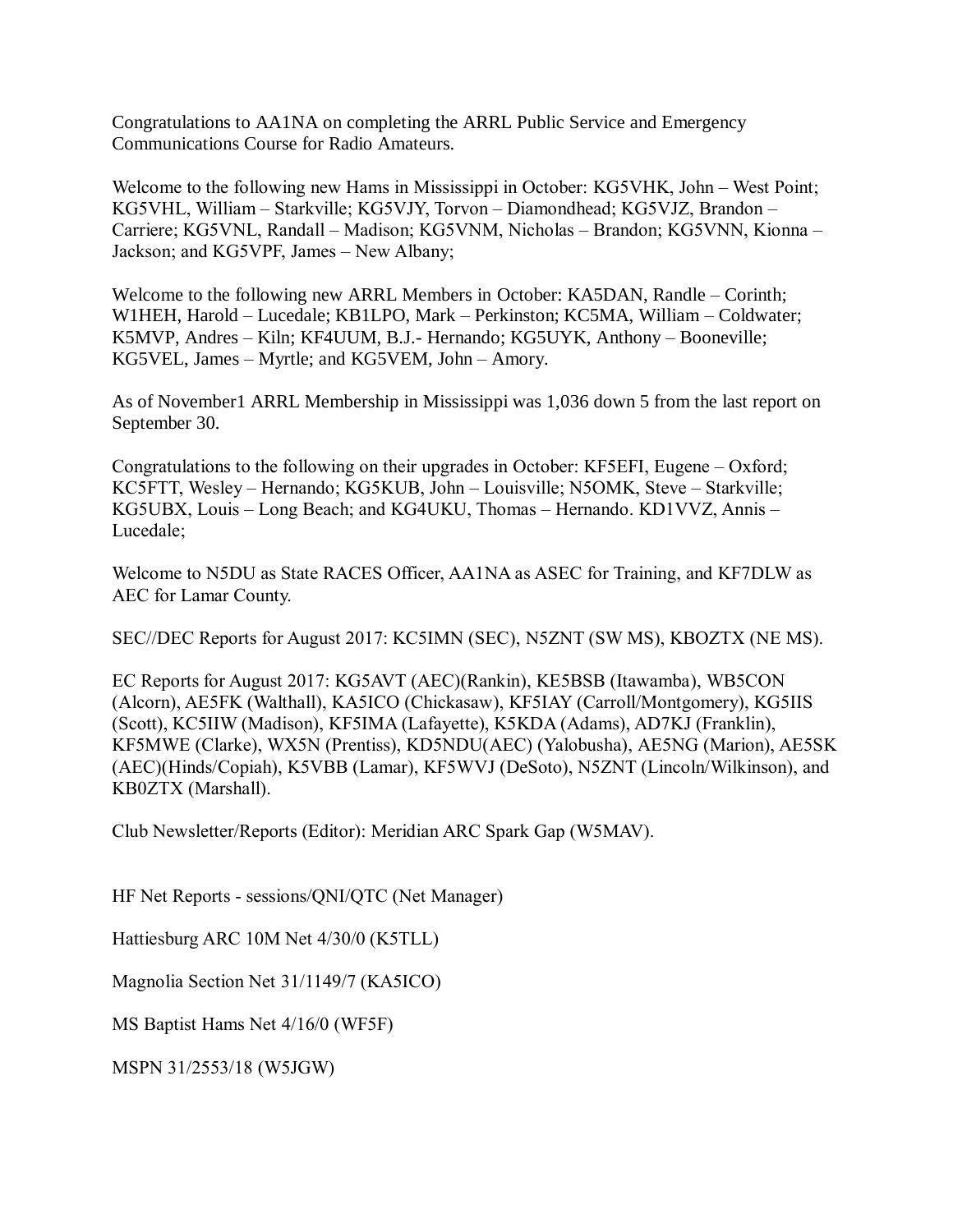Congratulations to AA1NA on completing the ARRL Public Service and Emergency Communications Course for Radio Amateurs.

Welcome to the following new Hams in Mississippi in October: KG5VHK, John – West Point; KG5VHL, William – Starkville; KG5VJY, Torvon – Diamondhead; KG5VJZ, Brandon – Carriere; KG5VNL, Randall – Madison; KG5VNM, Nicholas – Brandon; KG5VNN, Kionna – Jackson; and KG5VPF, James – New Albany;

Welcome to the following new ARRL Members in October: KA5DAN, Randle – Corinth; W1HEH, Harold – Lucedale; KB1LPO, Mark – Perkinston; KC5MA, William – Coldwater; K5MVP, Andres – Kiln; KF4UUM, B.J.- Hernando; KG5UYK, Anthony – Booneville; KG5VEL, James – Myrtle; and KG5VEM, John – Amory.

As of November1 ARRL Membership in Mississippi was 1,036 down 5 from the last report on September 30.

Congratulations to the following on their upgrades in October: KF5EFI, Eugene – Oxford; KC5FTT, Wesley – Hernando; KG5KUB, John – Louisville; N5OMK, Steve – Starkville; KG5UBX, Louis – Long Beach; and KG4UKU, Thomas – Hernando. KD1VVZ, Annis – Lucedale;

Welcome to N5DU as State RACES Officer, AA1NA as ASEC for Training, and KF7DLW as AEC for Lamar County.

SEC//DEC Reports for August 2017: KC5IMN (SEC), N5ZNT (SW MS), KBOZTX (NE MS).

EC Reports for August 2017: KG5AVT (AEC)(Rankin), KE5BSB (Itawamba), WB5CON (Alcorn), AE5FK (Walthall), KA5ICO (Chickasaw), KF5IAY (Carroll/Montgomery), KG5IIS (Scott), KC5IIW (Madison), KF5IMA (Lafayette), K5KDA (Adams), AD7KJ (Franklin), KF5MWE (Clarke), WX5N (Prentiss), KD5NDU(AEC) (Yalobusha), AE5NG (Marion), AE5SK (AEC)(Hinds/Copiah), K5VBB (Lamar), KF5WVJ (DeSoto), N5ZNT (Lincoln/Wilkinson), and KB0ZTX (Marshall).

Club Newsletter/Reports (Editor): Meridian ARC Spark Gap (W5MAV).

HF Net Reports - sessions/QNI/QTC (Net Manager)

Hattiesburg ARC 10M Net 4/30/0 (K5TLL)

Magnolia Section Net 31/1149/7 (KA5ICO)

MS Baptist Hams Net 4/16/0 (WF5F)

MSPN 31/2553/18 (W5JGW)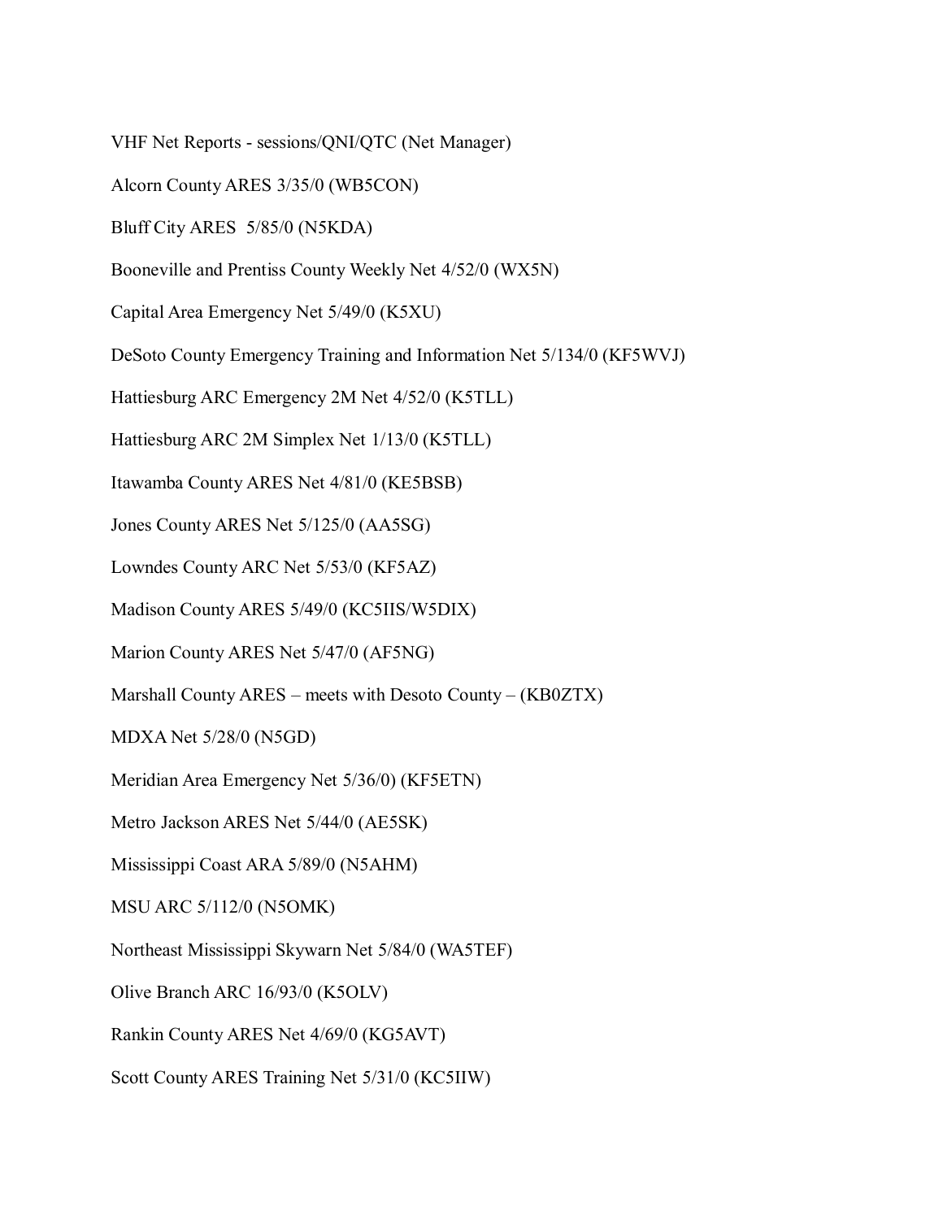VHF Net Reports - sessions/QNI/QTC (Net Manager)

Alcorn County ARES 3/35/0 (WB5CON)

Bluff City ARES  5/85/0 (N5KDA)

Booneville and Prentiss County Weekly Net 4/52/0 (WX5N)

Capital Area Emergency Net 5/49/0 (K5XU)

DeSoto County Emergency Training and Information Net 5/134/0 (KF5WVJ)

Hattiesburg ARC Emergency 2M Net 4/52/0 (K5TLL)

Hattiesburg ARC 2M Simplex Net 1/13/0 (K5TLL)

Itawamba County ARES Net 4/81/0 (KE5BSB)

Jones County ARES Net 5/125/0 (AA5SG)

Lowndes County ARC Net 5/53/0 (KF5AZ)

Madison County ARES 5/49/0 (KC5IIS/W5DIX)

Marion County ARES Net 5/47/0 (AF5NG)

Marshall County ARES – meets with Desoto County – (KB0ZTX)

MDXA Net 5/28/0 (N5GD)

Meridian Area Emergency Net 5/36/0) (KF5ETN)

Metro Jackson ARES Net 5/44/0 (AE5SK)

Mississippi Coast ARA 5/89/0 (N5AHM)

MSU ARC 5/112/0 (N5OMK)

Northeast Mississippi Skywarn Net 5/84/0 (WA5TEF)

Olive Branch ARC 16/93/0 (K5OLV)

Rankin County ARES Net 4/69/0 (KG5AVT)

Scott County ARES Training Net 5/31/0 (KC5IIW)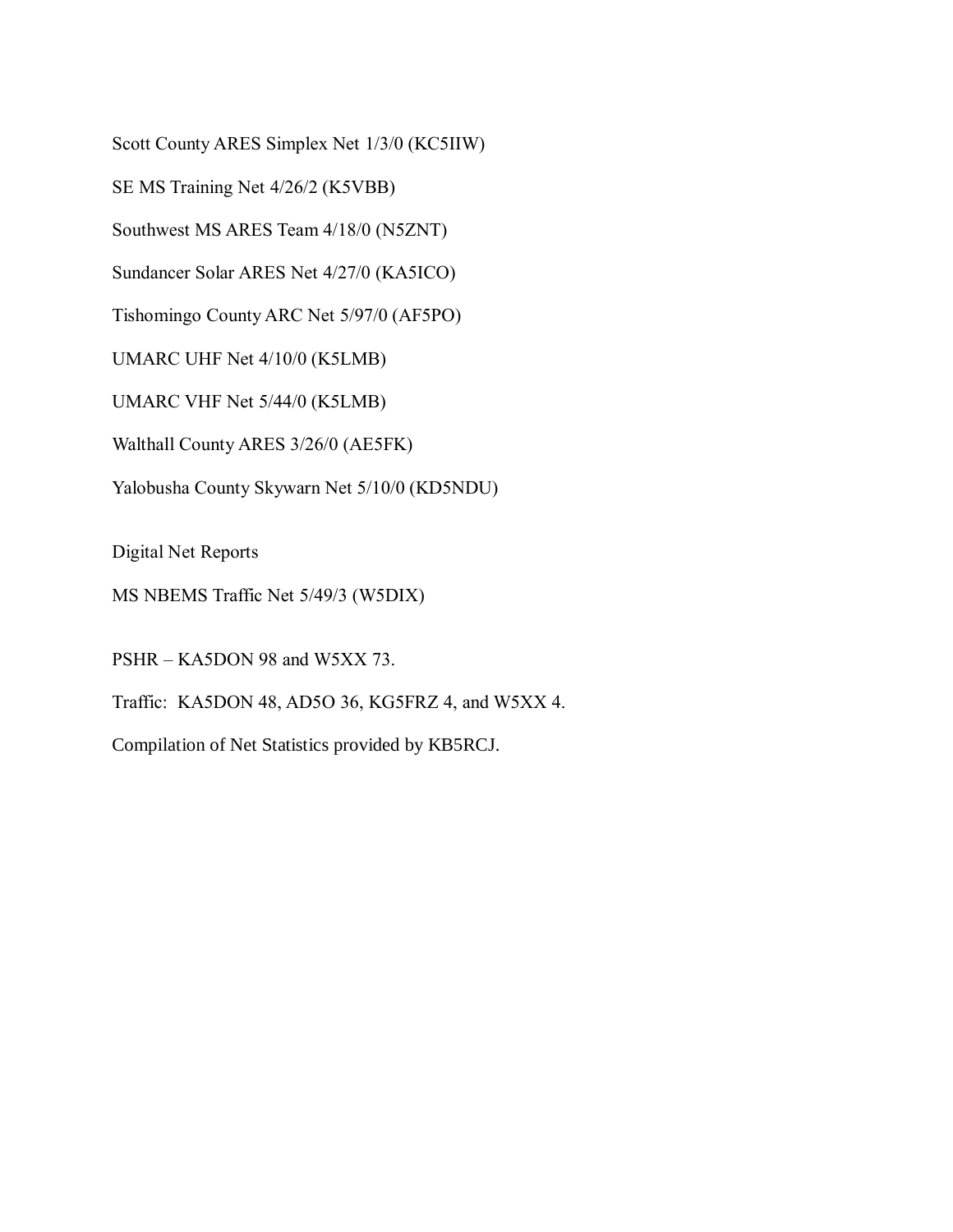Scott County ARES Simplex Net 1/3/0 (KC5IIW)

SE MS Training Net 4/26/2 (K5VBB)

Southwest MS ARES Team 4/18/0 (N5ZNT)

Sundancer Solar ARES Net 4/27/0 (KA5ICO)

Tishomingo County ARC Net 5/97/0 (AF5PO)

UMARC UHF Net 4/10/0 (K5LMB)

UMARC VHF Net 5/44/0 (K5LMB)

Walthall County ARES 3/26/0 (AE5FK)

Yalobusha County Skywarn Net 5/10/0 (KD5NDU)

Digital Net Reports

MS NBEMS Traffic Net 5/49/3 (W5DIX)

PSHR – KA5DON 98 and W5XX 73.

Traffic: KA5DON 48, AD5O 36, KG5FRZ 4, and W5XX 4.

Compilation of Net Statistics provided by KB5RCJ.